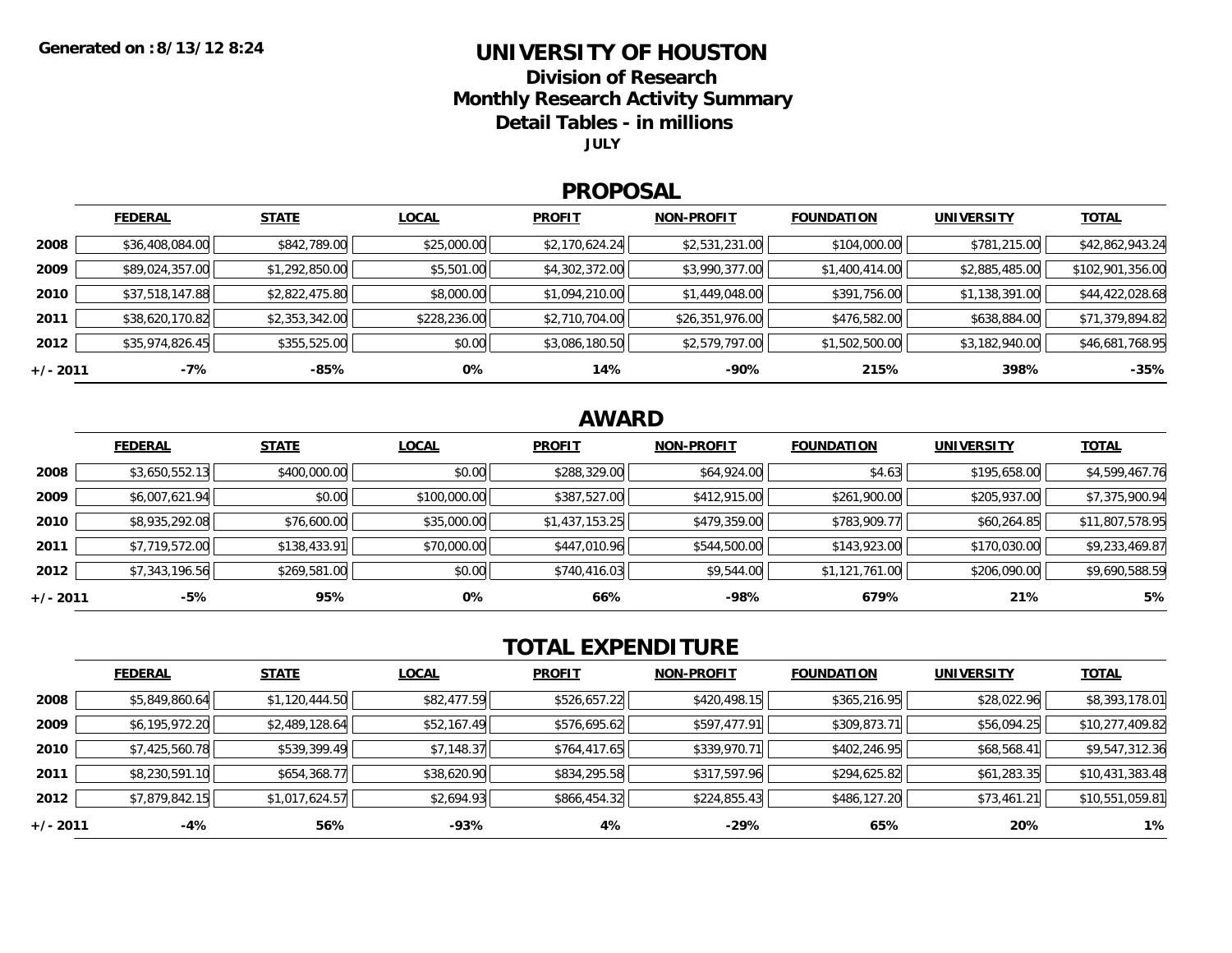Generated on :8/13/12 8:24

# UNIVERSITY OF HOUSTON

## Division of Research
## Monthly Research Activity Summary
## Detail Tables - in millions

**JULY**

## PROPOSAL

| | FEDERAL | STATE | LOCAL | PROFIT | NON-PROFIT | FOUNDATION | UNIVERSITY | TOTAL |
|---|---|---|---|---|---|---|---|---|
| **2008** | $36,408,084.00 | $842,789.00 | $25,000.00 | $2,170,624.24 | $2,531,231.00 | $104,000.00 | $781,215.00 | $42,862,943.24 |
| **2009** | $89,024,357.00 | $1,292,850.00 | $5,501.00 | $4,302,372.00 | $3,990,377.00 | $1,400,414.00 | $2,885,485.00 | $102,901,356.00 |
| **2010** | $37,518,147.88 | $2,822,475.80 | $8,000.00 | $1,094,210.00 | $1,449,048.00 | $391,756.00 | $1,138,391.00 | $44,422,028.68 |
| **2011** | $38,620,170.82 | $2,353,342.00 | $228,236.00 | $2,710,704.00 | $26,351,976.00 | $476,582.00 | $638,884.00 | $71,379,894.82 |
| **2012** | $35,974,826.45 | $355,525.00 | $0.00 | $3,086,180.50 | $2,579,797.00 | $1,502,500.00 | $3,182,940.00 | $46,681,768.95 |
| **+/- 2011** | **-7%** | **-85%** | **0%** | **14%** | **-90%** | **215%** | **398%** | **-35%** |

## AWARD

| | FEDERAL | STATE | LOCAL | PROFIT | NON-PROFIT | FOUNDATION | UNIVERSITY | TOTAL |
|---|---|---|---|---|---|---|---|---|
| **2008** | $3,650,552.13 | $400,000.00 | $0.00 | $288,329.00 | $64,924.00 | $4.63 | $195,658.00 | $4,599,467.76 |
| **2009** | $6,007,621.94 | $0.00 | $100,000.00 | $387,527.00 | $412,915.00 | $261,900.00 | $205,937.00 | $7,375,900.94 |
| **2010** | $8,935,292.08 | $76,600.00 | $35,000.00 | $1,437,153.25 | $479,359.00 | $783,909.77 | $60,264.85 | $11,807,578.95 |
| **2011** | $7,719,572.00 | $138,433.91 | $70,000.00 | $447,010.96 | $544,500.00 | $143,923.00 | $170,030.00 | $9,233,469.87 |
| **2012** | $7,343,196.56 | $269,581.00 | $0.00 | $740,416.03 | $9,544.00 | $1,121,761.00 | $206,090.00 | $9,690,588.59 |
| **+/- 2011** | **-5%** | **95%** | **0%** | **66%** | **-98%** | **679%** | **21%** | **5%** |

## TOTAL EXPENDITURE

| | FEDERAL | STATE | LOCAL | PROFIT | NON-PROFIT | FOUNDATION | UNIVERSITY | TOTAL |
|---|---|---|---|---|---|---|---|---|
| **2008** | $5,849,860.64 | $1,120,444.50 | $82,477.59 | $526,657.22 | $420,498.15 | $365,216.95 | $28,022.96 | $8,393,178.01 |
| **2009** | $6,195,972.20 | $2,489,128.64 | $52,167.49 | $576,695.62 | $597,477.91 | $309,873.71 | $56,094.25 | $10,277,409.82 |
| **2010** | $7,425,560.78 | $539,399.49 | $7,148.37 | $764,417.65 | $339,970.71 | $402,246.95 | $68,568.41 | $9,547,312.36 |
| **2011** | $8,230,591.10 | $654,368.77 | $38,620.90 | $834,295.58 | $317,597.96 | $294,625.82 | $61,283.35 | $10,431,383.48 |
| **2012** | $7,879,842.15 | $1,017,624.57 | $2,694.93 | $866,454.32 | $224,855.43 | $486,127.20 | $73,461.21 | $10,551,059.81 |
| **+/- 2011** | **-4%** | **56%** | **-93%** | **4%** | **-29%** | **65%** | **20%** | **1%** |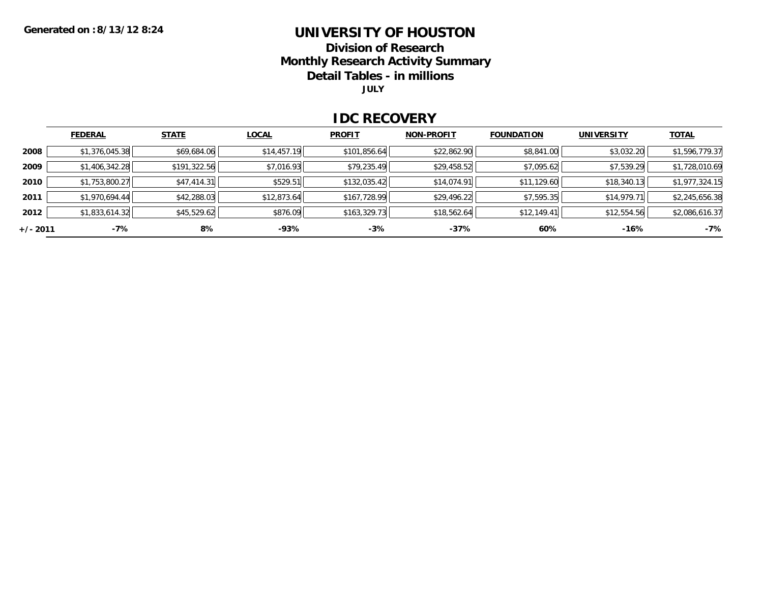Generated on :8/13/12 8:24

# UNIVERSITY OF HOUSTON

## Division of Research

## Monthly Research Activity Summary

## Detail Tables - in millions

**JULY**

## IDC RECOVERY

| | FEDERAL | STATE | LOCAL | PROFIT | NON-PROFIT | FOUNDATION | UNIVERSITY | TOTAL |
|---|---|---|---|---|---|---|---|---|
| **2008** | $1,376,045.38 | $69,684.06 | $14,457.19 | $101,856.64 | $22,862.90 | $8,841.00 | $3,032.20 | $1,596,779.37 |
| **2009** | $1,406,342.28 | $191,322.56 | $7,016.93 | $79,235.49 | $29,458.52 | $7,095.62 | $7,539.29 | $1,728,010.69 |
| **2010** | $1,753,800.27 | $47,414.31 | $529.51 | $132,035.42 | $14,074.91 | $11,129.60 | $18,340.13 | $1,977,324.15 |
| **2011** | $1,970,694.44 | $42,288.03 | $12,873.64 | $167,728.99 | $29,496.22 | $7,595.35 | $14,979.71 | $2,245,656.38 |
| **2012** | $1,833,614.32 | $45,529.62 | $876.09 | $163,329.73 | $18,562.64 | $12,149.41 | $12,554.56 | $2,086,616.37 |
| **+/- 2011** | **-7%** | **8%** | **-93%** | **-3%** | **-37%** | **60%** | **-16%** | **-7%** |